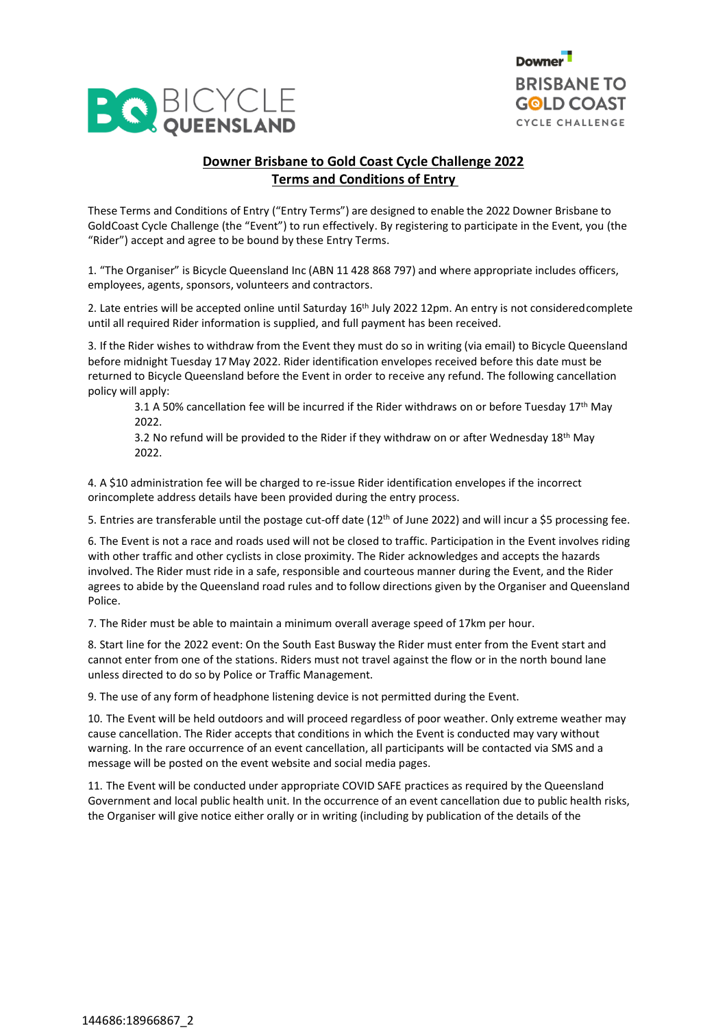## Downer Brisbane to Gold Coast Cycle Challenge 2022
## Terms and Conditions of Entry

These Terms and Conditions of Entry ("Entry Terms") are designed to enable the 2022 Downer Brisbane to GoldCoast Cycle Challenge (the "Event") to run effectively. By registering to participate in the Event, you (the "Rider") accept and agree to be bound by these Entry Terms.

1. "The Organiser" is Bicycle Queensland Inc (ABN 11 428 868 797) and where appropriate includes officers, employees, agents, sponsors, volunteers and contractors.

2. Late entries will be accepted online until Saturday 16th July 2022 12pm. An entry is not considered complete until all required Rider information is supplied, and full payment has been received.

3. If the Rider wishes to withdraw from the Event they must do so in writing (via email) to Bicycle Queensland before midnight Tuesday 17 May 2022. Rider identification envelopes received before this date must be returned to Bicycle Queensland before the Event in order to receive any refund. The following cancellation policy will apply:

   3.1 A 50% cancellation fee will be incurred if the Rider withdraws on or before Tuesday 17th May 2022.

   3.2 No refund will be provided to the Rider if they withdraw on or after Wednesday 18th May 2022.

4. A $10 administration fee will be charged to re-issue Rider identification envelopes if the incorrect orincomplete address details have been provided during the entry process.

5. Entries are transferable until the postage cut-off date (12th of June 2022) and will incur a $5 processing fee.

6. The Event is not a race and roads used will not be closed to traffic. Participation in the Event involves riding with other traffic and other cyclists in close proximity. The Rider acknowledges and accepts the hazards involved. The Rider must ride in a safe, responsible and courteous manner during the Event, and the Rider agrees to abide by the Queensland road rules and to follow directions given by the Organiser and Queensland Police.

7. The Rider must be able to maintain a minimum overall average speed of 17km per hour.

8. Start line for the 2022 event: On the South East Busway the Rider must enter from the Event start and cannot enter from one of the stations. Riders must not travel against the flow or in the north bound lane unless directed to do so by Police or Traffic Management.

9. The use of any form of headphone listening device is not permitted during the Event.

10. The Event will be held outdoors and will proceed regardless of poor weather. Only extreme weather may cause cancellation. The Rider accepts that conditions in which the Event is conducted may vary without warning. In the rare occurrence of an event cancellation, all participants will be contacted via SMS and a message will be posted on the event website and social media pages.

11. The Event will be conducted under appropriate COVID SAFE practices as required by the Queensland Government and local public health unit. In the occurrence of an event cancellation due to public health risks, the Organiser will give notice either orally or in writing (including by publication of the details of the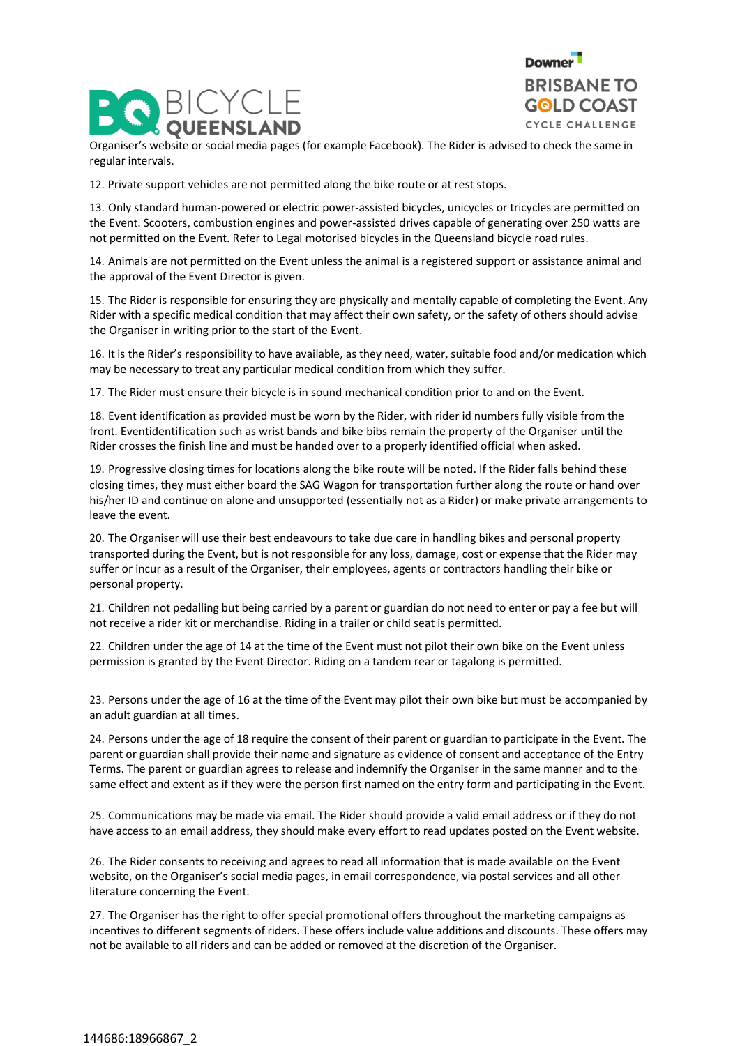Organiser's website or social media pages (for example Facebook). The Rider is advised to check the same in regular intervals.

12. Private support vehicles are not permitted along the bike route or at rest stops.

13. Only standard human-powered or electric power-assisted bicycles, unicycles or tricycles are permitted on the Event. Scooters, combustion engines and power-assisted drives capable of generating over 250 watts are not permitted on the Event. Refer to Legal motorised bicycles in the Queensland bicycle road rules.

14. Animals are not permitted on the Event unless the animal is a registered support or assistance animal and the approval of the Event Director is given.

15. The Rider is responsible for ensuring they are physically and mentally capable of completing the Event. Any Rider with a specific medical condition that may affect their own safety, or the safety of others should advise the Organiser in writing prior to the start of the Event.

16. It is the Rider's responsibility to have available, as they need, water, suitable food and/or medication which may be necessary to treat any particular medical condition from which they suffer.

17. The Rider must ensure their bicycle is in sound mechanical condition prior to and on the Event.

18. Event identification as provided must be worn by the Rider, with rider id numbers fully visible from the front. Eventidentification such as wrist bands and bike bibs remain the property of the Organiser until the Rider crosses the finish line and must be handed over to a properly identified official when asked.

19. Progressive closing times for locations along the bike route will be noted. If the Rider falls behind these closing times, they must either board the SAG Wagon for transportation further along the route or hand over his/her ID and continue on alone and unsupported (essentially not as a Rider) or make private arrangements to leave the event.

20. The Organiser will use their best endeavours to take due care in handling bikes and personal property transported during the Event, but is not responsible for any loss, damage, cost or expense that the Rider may suffer or incur as a result of the Organiser, their employees, agents or contractors handling their bike or personal property.

21. Children not pedalling but being carried by a parent or guardian do not need to enter or pay a fee but will not receive a rider kit or merchandise. Riding in a trailer or child seat is permitted.

22. Children under the age of 14 at the time of the Event must not pilot their own bike on the Event unless permission is granted by the Event Director. Riding on a tandem rear or tagalong is permitted.

23. Persons under the age of 16 at the time of the Event may pilot their own bike but must be accompanied by an adult guardian at all times.

24. Persons under the age of 18 require the consent of their parent or guardian to participate in the Event. The parent or guardian shall provide their name and signature as evidence of consent and acceptance of the Entry Terms. The parent or guardian agrees to release and indemnify the Organiser in the same manner and to the same effect and extent as if they were the person first named on the entry form and participating in the Event.

25. Communications may be made via email. The Rider should provide a valid email address or if they do not have access to an email address, they should make every effort to read updates posted on the Event website.

26. The Rider consents to receiving and agrees to read all information that is made available on the Event website, on the Organiser's social media pages, in email correspondence, via postal services and all other literature concerning the Event.

27. The Organiser has the right to offer special promotional offers throughout the marketing campaigns as incentives to different segments of riders. These offers include value additions and discounts. These offers may not be available to all riders and can be added or removed at the discretion of the Organiser.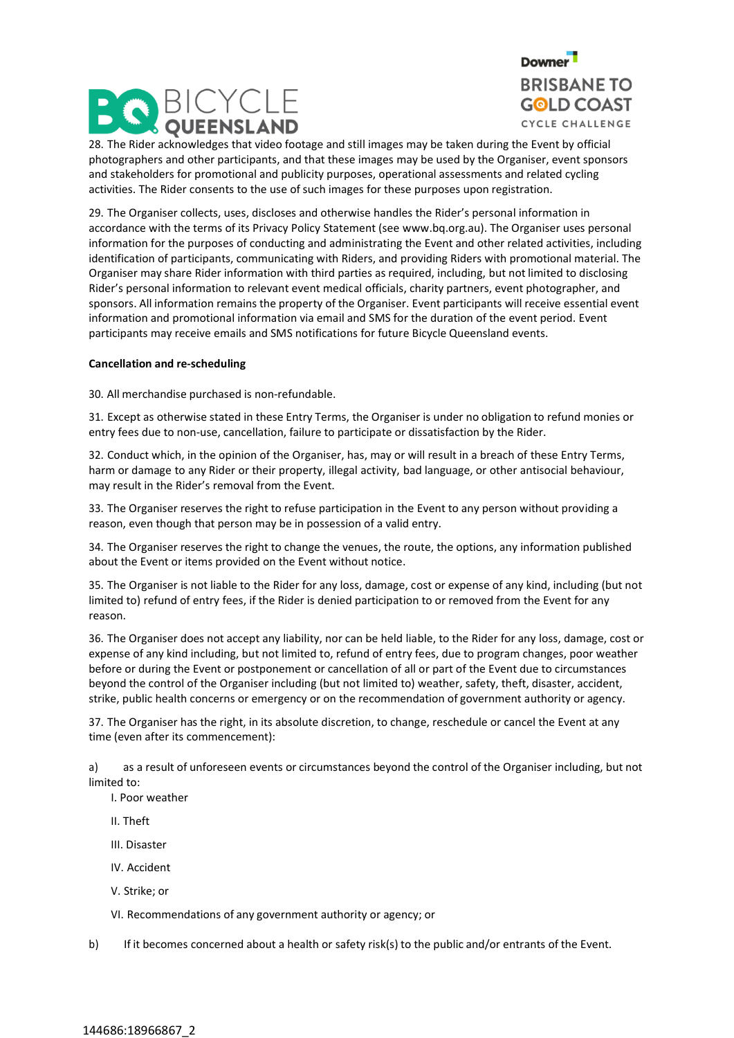28. The Rider acknowledges that video footage and still images may be taken during the Event by official photographers and other participants, and that these images may be used by the Organiser, event sponsors and stakeholders for promotional and publicity purposes, operational assessments and related cycling activities. The Rider consents to the use of such images for these purposes upon registration.

29. The Organiser collects, uses, discloses and otherwise handles the Rider's personal information in accordance with the terms of its Privacy Policy Statement (see www.bq.org.au). The Organiser uses personal information for the purposes of conducting and administrating the Event and other related activities, including identification of participants, communicating with Riders, and providing Riders with promotional material. The Organiser may share Rider information with third parties as required, including, but not limited to disclosing Rider's personal information to relevant event medical officials, charity partners, event photographer, and sponsors. All information remains the property of the Organiser. Event participants will receive essential event information and promotional information via email and SMS for the duration of the event period. Event participants may receive emails and SMS notifications for future Bicycle Queensland events.

**Cancellation and re-scheduling**

30. All merchandise purchased is non-refundable.

31. Except as otherwise stated in these Entry Terms, the Organiser is under no obligation to refund monies or entry fees due to non-use, cancellation, failure to participate or dissatisfaction by the Rider.

32. Conduct which, in the opinion of the Organiser, has, may or will result in a breach of these Entry Terms, harm or damage to any Rider or their property, illegal activity, bad language, or other antisocial behaviour, may result in the Rider's removal from the Event.

33. The Organiser reserves the right to refuse participation in the Event to any person without providing a reason, even though that person may be in possession of a valid entry.

34. The Organiser reserves the right to change the venues, the route, the options, any information published about the Event or items provided on the Event without notice.

35. The Organiser is not liable to the Rider for any loss, damage, cost or expense of any kind, including (but not limited to) refund of entry fees, if the Rider is denied participation to or removed from the Event for any reason.

36. The Organiser does not accept any liability, nor can be held liable, to the Rider for any loss, damage, cost or expense of any kind including, but not limited to, refund of entry fees, due to program changes, poor weather before or during the Event or postponement or cancellation of all or part of the Event due to circumstances beyond the control of the Organiser including (but not limited to) weather, safety, theft, disaster, accident, strike, public health concerns or emergency or on the recommendation of government authority or agency.

37. The Organiser has the right, in its absolute discretion, to change, reschedule or cancel the Event at any time (even after its commencement):

a) as a result of unforeseen events or circumstances beyond the control of the Organiser including, but not limited to:

- I. Poor weather
- II. Theft
- III. Disaster
- IV. Accident
- V. Strike; or
- VI. Recommendations of any government authority or agency; or

b) If it becomes concerned about a health or safety risk(s) to the public and/or entrants of the Event.

144686:18966867_2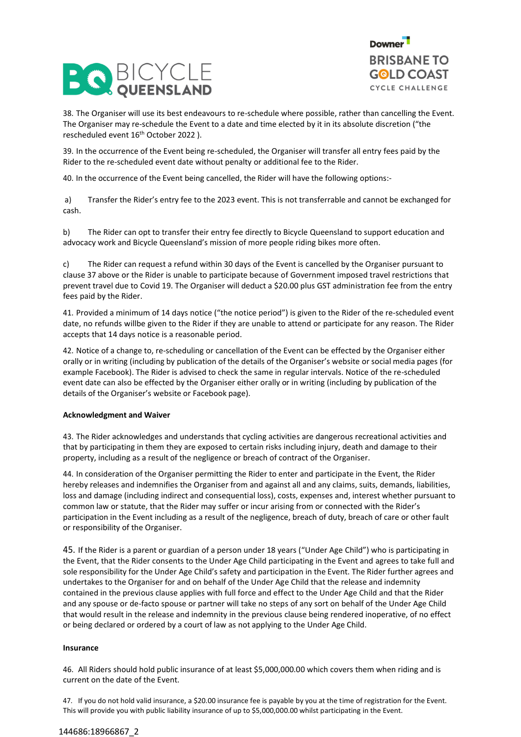38. The Organiser will use its best endeavours to re-schedule where possible, rather than cancelling the Event. The Organiser may re-schedule the Event to a date and time elected by it in its absolute discretion ("the rescheduled event 16th October 2022 ).

39. In the occurrence of the Event being re-scheduled, the Organiser will transfer all entry fees paid by the Rider to the re-scheduled event date without penalty or additional fee to the Rider.

40. In the occurrence of the Event being cancelled, the Rider will have the following options:-

a) Transfer the Rider's entry fee to the 2023 event. This is not transferrable and cannot be exchanged for cash.

b) The Rider can opt to transfer their entry fee directly to Bicycle Queensland to support education and advocacy work and Bicycle Queensland's mission of more people riding bikes more often.

c) The Rider can request a refund within 30 days of the Event is cancelled by the Organiser pursuant to clause 37 above or the Rider is unable to participate because of Government imposed travel restrictions that prevent travel due to Covid 19. The Organiser will deduct a $20.00 plus GST administration fee from the entry fees paid by the Rider.

41. Provided a minimum of 14 days notice ("the notice period") is given to the Rider of the re-scheduled event date, no refunds willbe given to the Rider if they are unable to attend or participate for any reason. The Rider accepts that 14 days notice is a reasonable period.

42. Notice of a change to, re-scheduling or cancellation of the Event can be effected by the Organiser either orally or in writing (including by publication of the details of the Organiser's website or social media pages (for example Facebook). The Rider is advised to check the same in regular intervals. Notice of the re-scheduled event date can also be effected by the Organiser either orally or in writing (including by publication of the details of the Organiser's website or Facebook page).

**Acknowledgment and Waiver**

43. The Rider acknowledges and understands that cycling activities are dangerous recreational activities and that by participating in them they are exposed to certain risks including injury, death and damage to their property, including as a result of the negligence or breach of contract of the Organiser.

44. In consideration of the Organiser permitting the Rider to enter and participate in the Event, the Rider hereby releases and indemnifies the Organiser from and against all and any claims, suits, demands, liabilities, loss and damage (including indirect and consequential loss), costs, expenses and, interest whether pursuant to common law or statute, that the Rider may suffer or incur arising from or connected with the Rider's participation in the Event including as a result of the negligence, breach of duty, breach of care or other fault or responsibility of the Organiser.

45. If the Rider is a parent or guardian of a person under 18 years ("Under Age Child") who is participating in the Event, that the Rider consents to the Under Age Child participating in the Event and agrees to take full and sole responsibility for the Under Age Child's safety and participation in the Event. The Rider further agrees and undertakes to the Organiser for and on behalf of the Under Age Child that the release and indemnity contained in the previous clause applies with full force and effect to the Under Age Child and that the Rider and any spouse or de-facto spouse or partner will take no steps of any sort on behalf of the Under Age Child that would result in the release and indemnity in the previous clause being rendered inoperative, of no effect or being declared or ordered by a court of law as not applying to the Under Age Child.

**Insurance**

46. All Riders should hold public insurance of at least $5,000,000.00 which covers them when riding and is current on the date of the Event.

47. If you do not hold valid insurance, a $20.00 insurance fee is payable by you at the time of registration for the Event. This will provide you with public liability insurance of up to $5,000,000.00 whilst participating in the Event.

144686:18966867_2